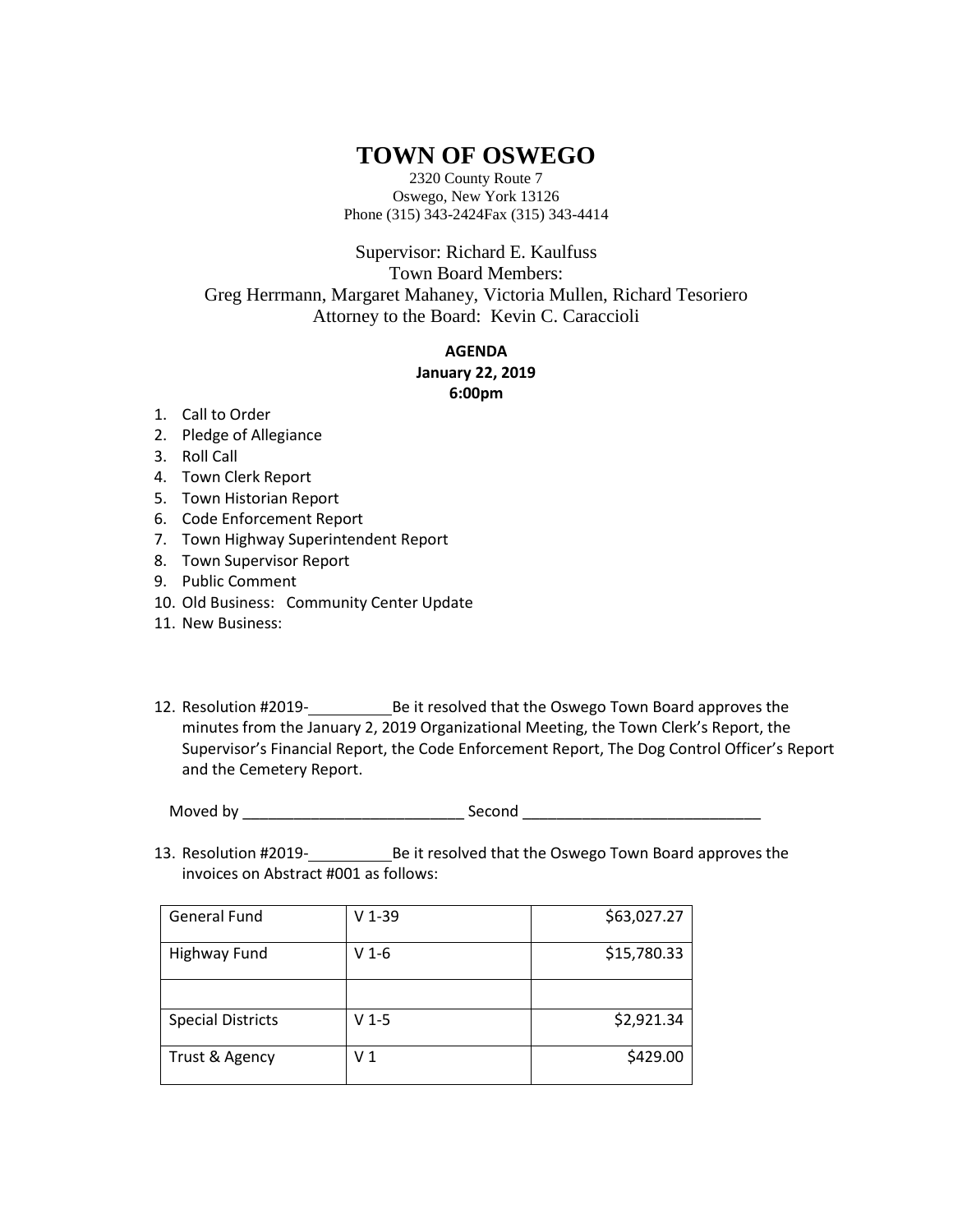# TOWN OF OSWEGO

2320 County Route 7
Oswego, New York 13126
Phone (315) 343-2424Fax (315) 343-4414

Supervisor: Richard E. Kaulfuss
Town Board Members:
Greg Herrmann, Margaret Mahaney, Victoria Mullen, Richard Tesoriero
Attorney to the Board: Kevin C. Caraccioli

**AGENDA**
**January 22, 2019**
**6:00pm**

1. Call to Order
2. Pledge of Allegiance
3. Roll Call
4. Town Clerk Report
5. Town Historian Report
6. Code Enforcement Report
7. Town Highway Superintendent Report
8. Town Supervisor Report
9. Public Comment
10. Old Business: Community Center Update
11. New Business:

12. Resolution #2019-__________Be it resolved that the Oswego Town Board approves the minutes from the January 2, 2019 Organizational Meeting, the Town Clerk's Report, the Supervisor's Financial Report, the Code Enforcement Report, The Dog Control Officer's Report and the Cemetery Report.

    Moved by __________________________ Second ____________________________

13. Resolution #2019-__________Be it resolved that the Oswego Town Board approves the invoices on Abstract #001 as follows:

| | | |
|---|---|---|
| General Fund | V 1-39 | $63,027.27 |
| Highway Fund | V 1-6 | $15,780.33 |
| | | |
| Special Districts | V 1-5 | $2,921.34 |
| Trust & Agency | V 1 | $429.00 |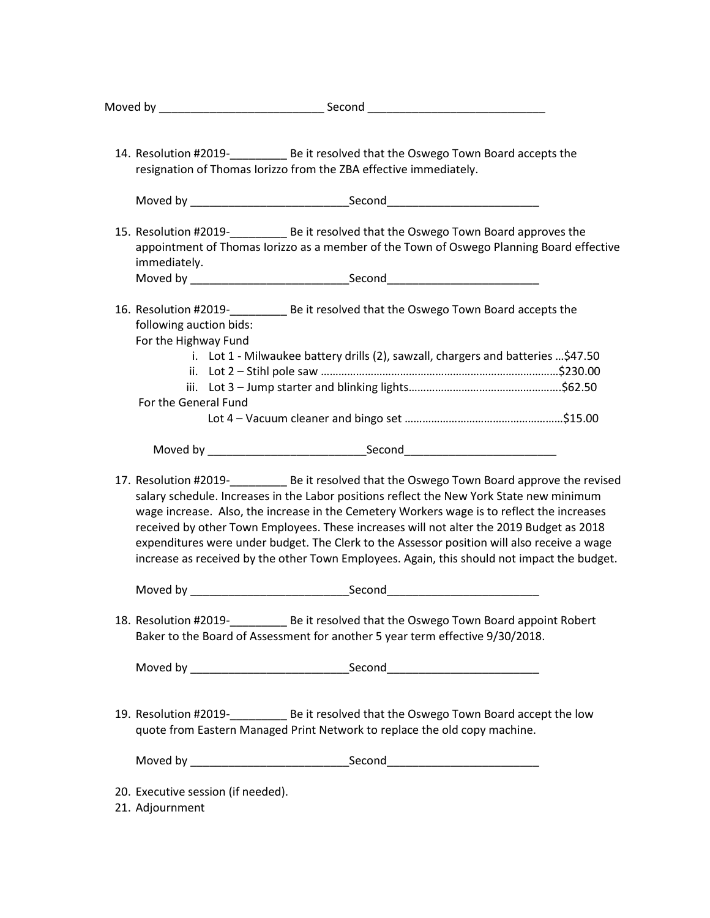Moved by ___________________________ Second ____________________________

14. Resolution #2019-_________ Be it resolved that the Oswego Town Board accepts the resignation of Thomas Iorizzo from the ZBA effective immediately.

    Moved by _________________________Second_________________________

15. Resolution #2019-_________ Be it resolved that the Oswego Town Board approves the appointment of Thomas Iorizzo as a member of the Town of Oswego Planning Board effective immediately.
    Moved by _________________________Second_________________________

16. Resolution #2019-_________ Be it resolved that the Oswego Town Board accepts the following auction bids:
    For the Highway Fund
    i. Lot 1 - Milwaukee battery drills (2), sawzall, chargers and batteries …$47.50
    ii. Lot 2 – Stihl pole saw ……………………………………………………………………$230.00
    iii. Lot 3 – Jump starter and blinking lights…………………………………………….$62.50

    For the General Fund
    Lot 4 – Vacuum cleaner and bingo set ………………………………………………$15.00

    Moved by _________________________Second_________________________

17. Resolution #2019-_________ Be it resolved that the Oswego Town Board approve the revised salary schedule. Increases in the Labor positions reflect the New York State new minimum wage increase. Also, the increase in the Cemetery Workers wage is to reflect the increases received by other Town Employees. These increases will not alter the 2019 Budget as 2018 expenditures were under budget. The Clerk to the Assessor position will also receive a wage increase as received by the other Town Employees. Again, this should not impact the budget.

    Moved by _________________________Second_________________________

18. Resolution #2019-_________ Be it resolved that the Oswego Town Board appoint Robert Baker to the Board of Assessment for another 5 year term effective 9/30/2018.

    Moved by _________________________Second_________________________

19. Resolution #2019-_________ Be it resolved that the Oswego Town Board accept the low quote from Eastern Managed Print Network to replace the old copy machine.

    Moved by _________________________Second_________________________

20. Executive session (if needed).
21. Adjournment